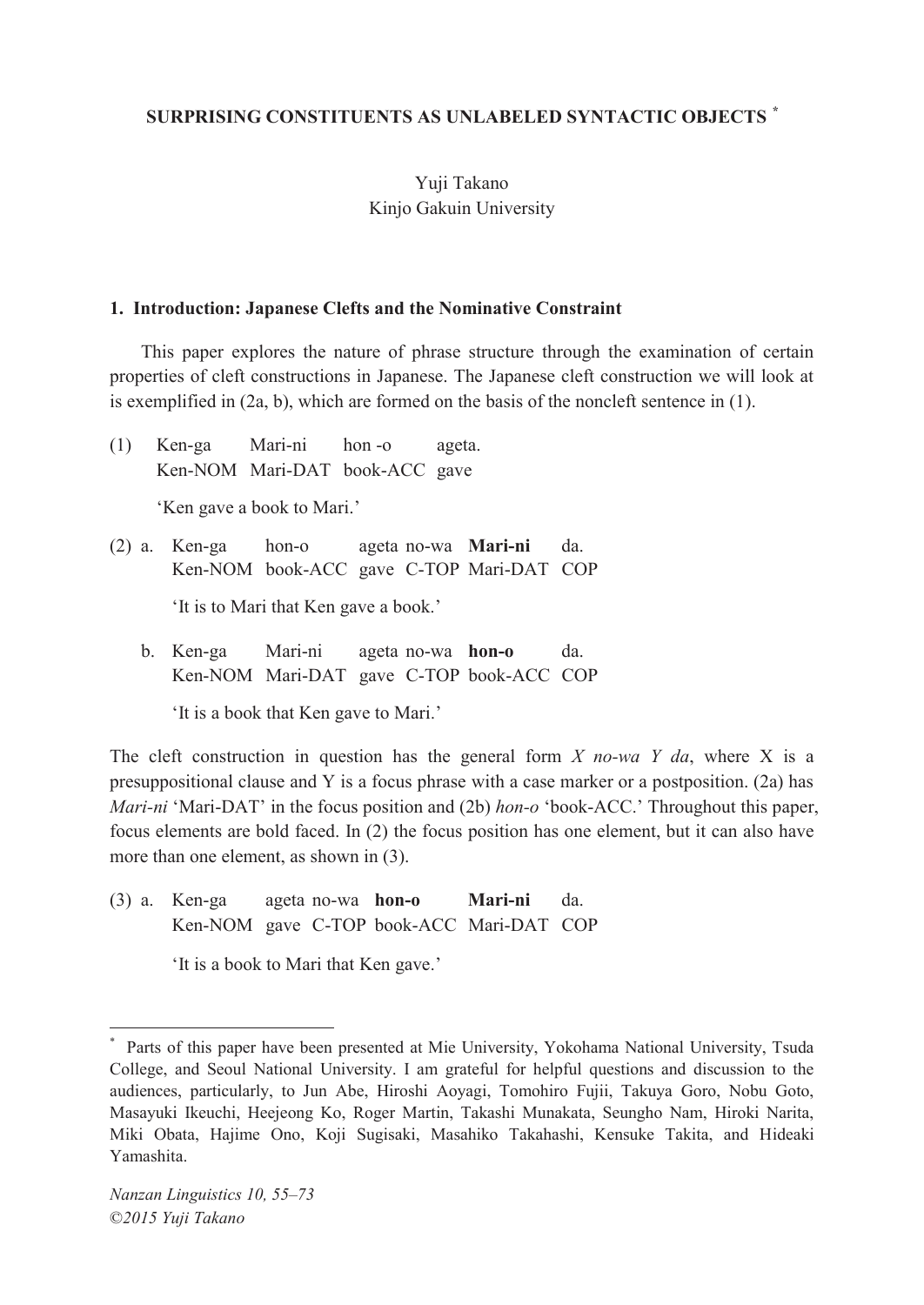# SURPRISING CONSTITUENTS AS UNLABELED SYNTACTIC OBJECTS [*]

Yuji Takano
Kinjo Gakuin University

## 1. Introduction: Japanese Clefts and the Nominative Constraint

This paper explores the nature of phrase structure through the examination of certain properties of cleft constructions in Japanese. The Japanese cleft construction we will look at is exemplified in (2a, b), which are formed on the basis of the noncleft sentence in (1).

(1) Ken-ga Mari-ni hon -o ageta.
Ken-NOM Mari-DAT book-ACC gave

'Ken gave a book to Mari.'

(2) a. Ken-ga hon-o ageta no-wa **Mari-ni** da.
Ken-NOM book-ACC gave C-TOP Mari-DAT COP

'It is to Mari that Ken gave a book.'

b. Ken-ga Mari-ni ageta no-wa **hon-o** da.
Ken-NOM Mari-DAT gave C-TOP book-ACC COP

'It is a book that Ken gave to Mari.'

The cleft construction in question has the general form *X no-wa Y da*, where X is a presuppositional clause and Y is a focus phrase with a case marker or a postposition. (2a) has *Mari-ni* 'Mari-DAT' in the focus position and (2b) *hon-o* 'book-ACC.' Throughout this paper, focus elements are bold faced. In (2) the focus position has one element, but it can also have more than one element, as shown in (3).

(3) a. Ken-ga ageta no-wa **hon-o** **Mari-ni** da.
Ken-NOM gave C-TOP book-ACC Mari-DAT COP

'It is a book to Mari that Ken gave.'

---

[*] Parts of this paper have been presented at Mie University, Yokohama National University, Tsuda College, and Seoul National University. I am grateful for helpful questions and discussion to the audiences, particularly, to Jun Abe, Hiroshi Aoyagi, Tomohiro Fujii, Takuya Goro, Nobu Goto, Masayuki Ikeuchi, Heejeong Ko, Roger Martin, Takashi Munakata, Seungho Nam, Hiroki Narita, Miki Obata, Hajime Ono, Koji Sugisaki, Masahiko Takahashi, Kensuke Takita, and Hideaki Yamashita.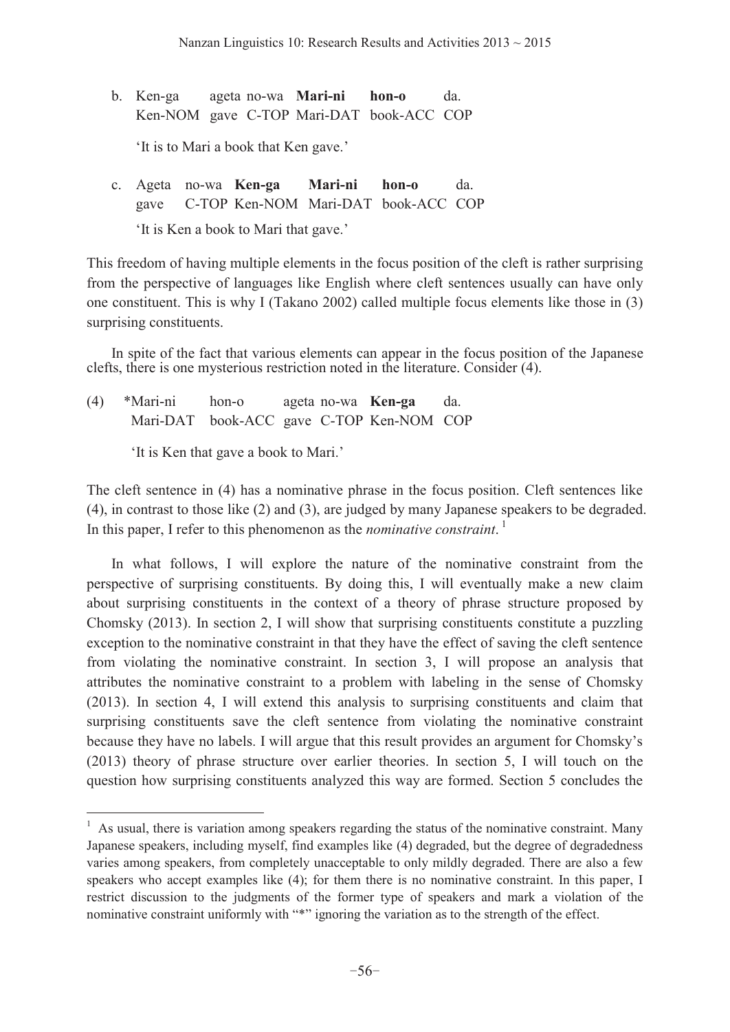b. Ken-ga ageta no-wa **Mari-ni** **hon-o** da.
   Ken-NOM gave C-TOP Mari-DAT book-ACC COP

   'It is to Mari a book that Ken gave.'

c. Ageta no-wa **Ken-ga** **Mari-ni** **hon-o** da.
   gave C-TOP Ken-NOM Mari-DAT book-ACC COP

   'It is Ken a book to Mari that gave.'

This freedom of having multiple elements in the focus position of the cleft is rather surprising from the perspective of languages like English where cleft sentences usually can have only one constituent. This is why I (Takano 2002) called multiple focus elements like those in (3) surprising constituents.

In spite of the fact that various elements can appear in the focus position of the Japanese clefts, there is one mysterious restriction noted in the literature. Consider (4).

(4) *Mari-ni hon-o ageta no-wa **Ken-ga** da.
   Mari-DAT book-ACC gave C-TOP Ken-NOM COP

   'It is Ken that gave a book to Mari.'

The cleft sentence in (4) has a nominative phrase in the focus position. Cleft sentences like (4), in contrast to those like (2) and (3), are judged by many Japanese speakers to be degraded. In this paper, I refer to this phenomenon as the *nominative constraint*. [1]

In what follows, I will explore the nature of the nominative constraint from the perspective of surprising constituents. By doing this, I will eventually make a new claim about surprising constituents in the context of a theory of phrase structure proposed by Chomsky (2013). In section 2, I will show that surprising constituents constitute a puzzling exception to the nominative constraint in that they have the effect of saving the cleft sentence from violating the nominative constraint. In section 3, I will propose an analysis that attributes the nominative constraint to a problem with labeling in the sense of Chomsky (2013). In section 4, I will extend this analysis to surprising constituents and claim that surprising constituents save the cleft sentence from violating the nominative constraint because they have no labels. I will argue that this result provides an argument for Chomsky's (2013) theory of phrase structure over earlier theories. In section 5, I will touch on the question how surprising constituents analyzed this way are formed. Section 5 concludes the

---

[1] As usual, there is variation among speakers regarding the status of the nominative constraint. Many Japanese speakers, including myself, find examples like (4) degraded, but the degree of degradedness varies among speakers, from completely unacceptable to only mildly degraded. There are also a few speakers who accept examples like (4); for them there is no nominative constraint. In this paper, I restrict discussion to the judgments of the former type of speakers and mark a violation of the nominative constraint uniformly with "*" ignoring the variation as to the strength of the effect.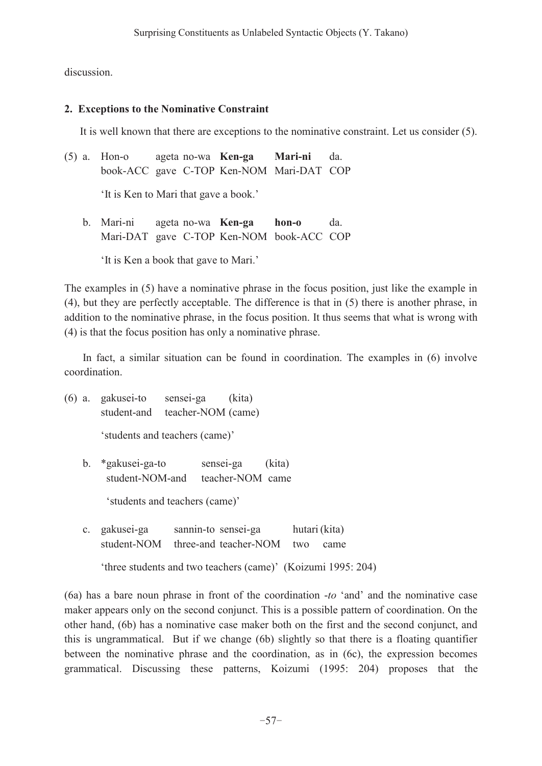discussion.

## 2. Exceptions to the Nominative Constraint

It is well known that there are exceptions to the nominative constraint. Let us consider (5).

(5) a. Hon-o ageta no-wa **Ken-ga** **Mari-ni** da.
book-ACC gave C-TOP Ken-NOM Mari-DAT COP

'It is Ken to Mari that gave a book.'

b. Mari-ni ageta no-wa **Ken-ga** **hon-o** da.
Mari-DAT gave C-TOP Ken-NOM book-ACC COP

'It is Ken a book that gave to Mari.'

The examples in (5) have a nominative phrase in the focus position, just like the example in (4), but they are perfectly acceptable. The difference is that in (5) there is another phrase, in addition to the nominative phrase, in the focus position. It thus seems that what is wrong with (4) is that the focus position has only a nominative phrase.

In fact, a similar situation can be found in coordination. The examples in (6) involve coordination.

(6) a. gakusei-to sensei-ga (kita)
student-and teacher-NOM (came)

'students and teachers (came)'

b. *gakusei-ga-to sensei-ga (kita)
student-NOM-and teacher-NOM came

'students and teachers (came)'

c. gakusei-ga sannin-to sensei-ga hutari (kita)
student-NOM three-and teacher-NOM two came

'three students and two teachers (came)' (Koizumi 1995: 204)

(6a) has a bare noun phrase in front of the coordination *-to* 'and' and the nominative case maker appears only on the second conjunct. This is a possible pattern of coordination. On the other hand, (6b) has a nominative case maker both on the first and the second conjunct, and this is ungrammatical. But if we change (6b) slightly so that there is a floating quantifier between the nominative phrase and the coordination, as in (6c), the expression becomes grammatical. Discussing these patterns, Koizumi (1995: 204) proposes that the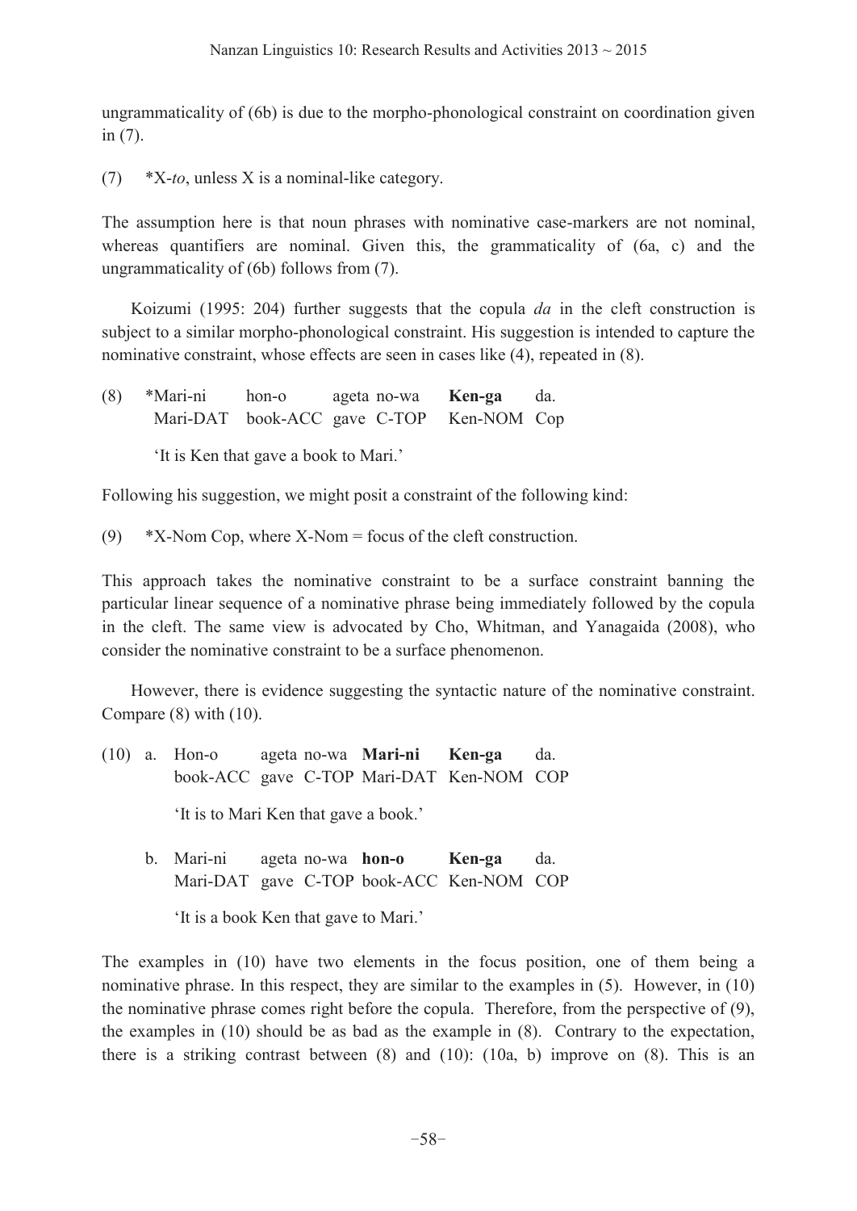ungrammaticality of (6b) is due to the morpho-phonological constraint on coordination given in (7).

(7) *X-*to*, unless X is a nominal-like category.

The assumption here is that noun phrases with nominative case-markers are not nominal, whereas quantifiers are nominal. Given this, the grammaticality of (6a, c) and the ungrammaticality of (6b) follows from (7).

Koizumi (1995: 204) further suggests that the copula *da* in the cleft construction is subject to a similar morpho-phonological constraint. His suggestion is intended to capture the nominative constraint, whose effects are seen in cases like (4), repeated in (8).

(8) *Mari-ni hon-o ageta no-wa **Ken-ga** da.
  Mari-DAT book-ACC gave C-TOP Ken-NOM Cop

  'It is Ken that gave a book to Mari.'

Following his suggestion, we might posit a constraint of the following kind:

(9) *X-Nom Cop, where X-Nom = focus of the cleft construction.

This approach takes the nominative constraint to be a surface constraint banning the particular linear sequence of a nominative phrase being immediately followed by the copula in the cleft. The same view is advocated by Cho, Whitman, and Yanagaida (2008), who consider the nominative constraint to be a surface phenomenon.

However, there is evidence suggesting the syntactic nature of the nominative constraint. Compare (8) with (10).

(10) a. Hon-o ageta no-wa **Mari-ni** **Ken-ga** da.
  book-ACC gave C-TOP Mari-DAT Ken-NOM COP

  'It is to Mari Ken that gave a book.'

b. Mari-ni ageta no-wa **hon-o** **Ken-ga** da.
  Mari-DAT gave C-TOP book-ACC Ken-NOM COP

  'It is a book Ken that gave to Mari.'

The examples in (10) have two elements in the focus position, one of them being a nominative phrase. In this respect, they are similar to the examples in (5). However, in (10) the nominative phrase comes right before the copula. Therefore, from the perspective of (9), the examples in (10) should be as bad as the example in (8). Contrary to the expectation, there is a striking contrast between (8) and (10): (10a, b) improve on (8). This is an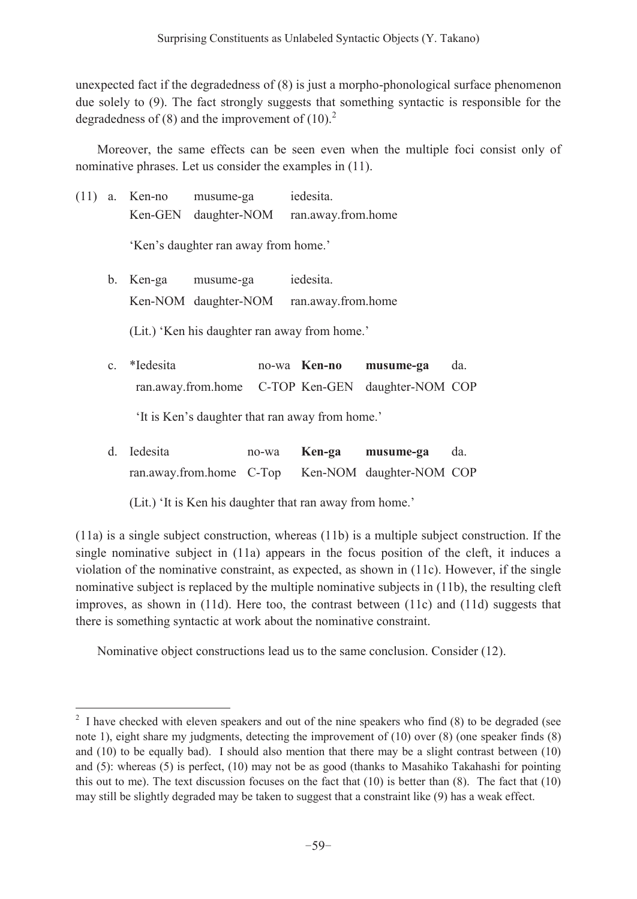unexpected fact if the degradedness of (8) is just a morpho-phonological surface phenomenon due solely to (9). The fact strongly suggests that something syntactic is responsible for the degradedness of (8) and the improvement of (10).[2]

Moreover, the same effects can be seen even when the multiple foci consist only of nominative phrases. Let us consider the examples in (11).

(11) a. Ken-no musume-ga iedesita.
Ken-GEN daughter-NOM ran.away.from.home
'Ken's daughter ran away from home.'

b. Ken-ga musume-ga iedesita.
Ken-NOM daughter-NOM ran.away.from.home
(Lit.) 'Ken his daughter ran away from home.'

c. *Iedesita no-wa **Ken-no** **musume-ga** da.
ran.away.from.home C-TOP Ken-GEN daughter-NOM COP
'It is Ken's daughter that ran away from home.'

d. Iedesita no-wa **Ken-ga** **musume-ga** da.
ran.away.from.home C-Top Ken-NOM daughter-NOM COP
(Lit.) 'It is Ken his daughter that ran away from home.'

(11a) is a single subject construction, whereas (11b) is a multiple subject construction. If the single nominative subject in (11a) appears in the focus position of the cleft, it induces a violation of the nominative constraint, as expected, as shown in (11c). However, if the single nominative subject is replaced by the multiple nominative subjects in (11b), the resulting cleft improves, as shown in (11d). Here too, the contrast between (11c) and (11d) suggests that there is something syntactic at work about the nominative constraint.

Nominative object constructions lead us to the same conclusion. Consider (12).

---

[2] I have checked with eleven speakers and out of the nine speakers who find (8) to be degraded (see note 1), eight share my judgments, detecting the improvement of (10) over (8) (one speaker finds (8) and (10) to be equally bad). I should also mention that there may be a slight contrast between (10) and (5): whereas (5) is perfect, (10) may not be as good (thanks to Masahiko Takahashi for pointing this out to me). The text discussion focuses on the fact that (10) is better than (8). The fact that (10) may still be slightly degraded may be taken to suggest that a constraint like (9) has a weak effect.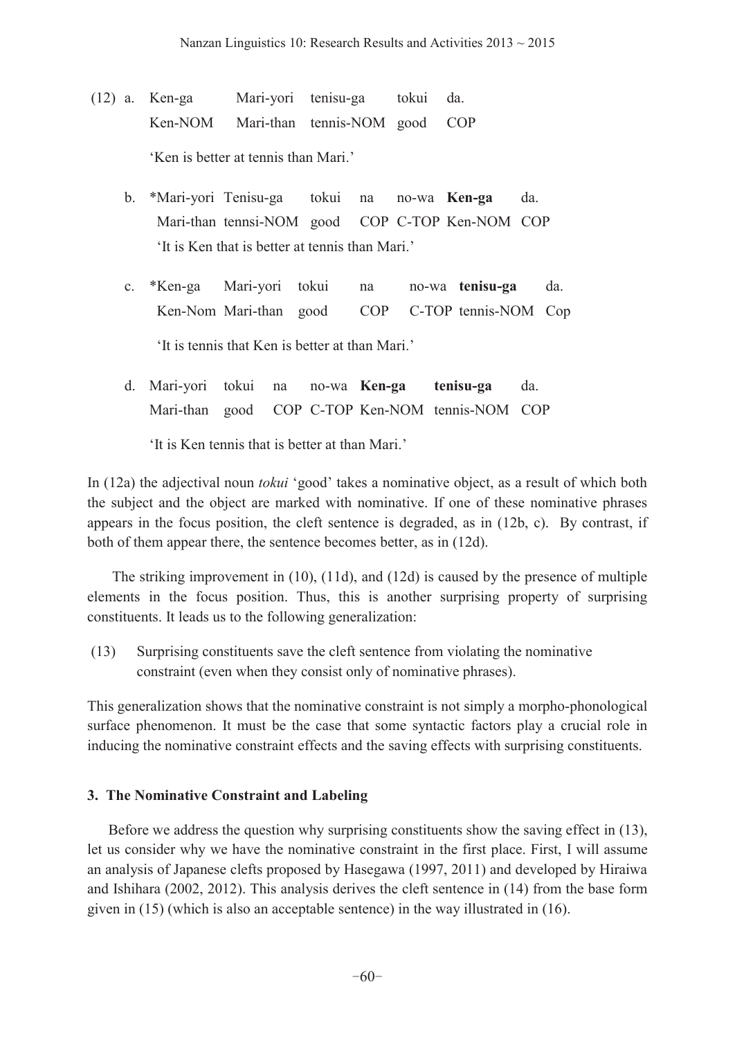(12) a. Ken-ga Mari-yori tenisu-ga tokui da.
   Ken-NOM Mari-than tennis-NOM good COP
   'Ken is better at tennis than Mari.'

  b. *Mari-yori Tenisu-ga tokui na no-wa **Ken-ga** da.
   Mari-than tennsi-NOM good COP C-TOP Ken-NOM COP
   'It is Ken that is better at tennis than Mari.'

  c. *Ken-ga Mari-yori tokui na no-wa **tenisu-ga** da.
   Ken-Nom Mari-than good COP C-TOP tennis-NOM Cop
   'It is tennis that Ken is better at than Mari.'

  d. Mari-yori tokui na no-wa **Ken-ga** **tenisu-ga** da.
   Mari-than good COP C-TOP Ken-NOM tennis-NOM COP
   'It is Ken tennis that is better at than Mari.'

In (12a) the adjectival noun *tokui* 'good' takes a nominative object, as a result of which both the subject and the object are marked with nominative. If one of these nominative phrases appears in the focus position, the cleft sentence is degraded, as in (12b, c). By contrast, if both of them appear there, the sentence becomes better, as in (12d).

The striking improvement in (10), (11d), and (12d) is caused by the presence of multiple elements in the focus position. Thus, this is another surprising property of surprising constituents. It leads us to the following generalization:

(13) Surprising constituents save the cleft sentence from violating the nominative constraint (even when they consist only of nominative phrases).

This generalization shows that the nominative constraint is not simply a morpho-phonological surface phenomenon. It must be the case that some syntactic factors play a crucial role in inducing the nominative constraint effects and the saving effects with surprising constituents.

### 3. The Nominative Constraint and Labeling

Before we address the question why surprising constituents show the saving effect in (13), let us consider why we have the nominative constraint in the first place. First, I will assume an analysis of Japanese clefts proposed by Hasegawa (1997, 2011) and developed by Hiraiwa and Ishihara (2002, 2012). This analysis derives the cleft sentence in (14) from the base form given in (15) (which is also an acceptable sentence) in the way illustrated in (16).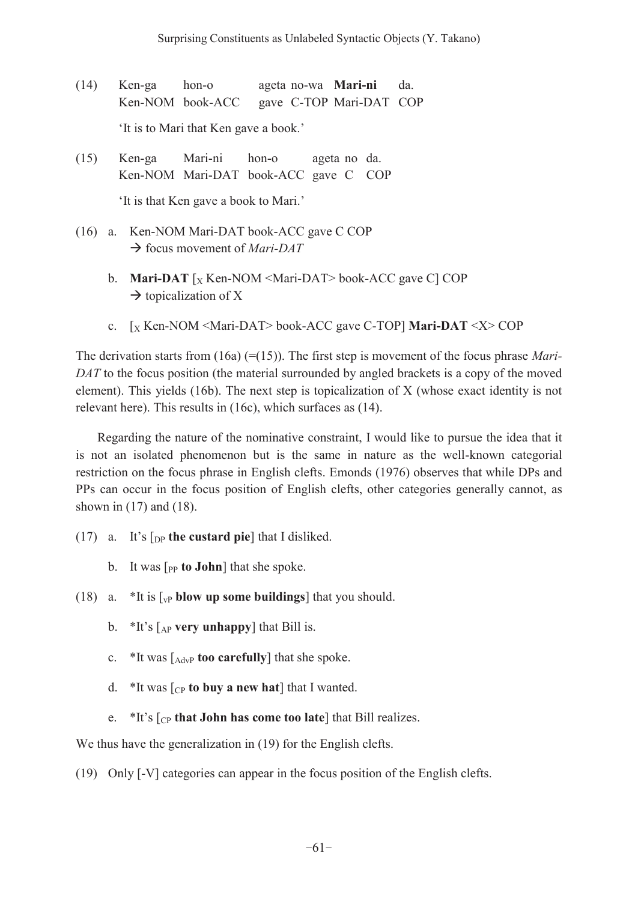(14) Ken-ga hon-o ageta no-wa **Mari-ni** da.
     Ken-NOM book-ACC gave C-TOP Mari-DAT COP

     'It is to Mari that Ken gave a book.'

(15) Ken-ga Mari-ni hon-o ageta no da.
     Ken-NOM Mari-DAT book-ACC gave C COP

     'It is that Ken gave a book to Mari.'

(16) a. Ken-NOM Mari-DAT book-ACC gave C COP
        → focus movement of *Mari-DAT*

     b. **Mari-DAT** [$_X$ Ken-NOM <Mari-DAT> book-ACC gave C] COP
        → topicalization of X

     c. [$_X$ Ken-NOM <Mari-DAT> book-ACC gave C-TOP] **Mari-DAT** <X> COP

The derivation starts from (16a) (=(15)). The first step is movement of the focus phrase *Mari-DAT* to the focus position (the material surrounded by angled brackets is a copy of the moved element). This yields (16b). The next step is topicalization of X (whose exact identity is not relevant here). This results in (16c), which surfaces as (14).

Regarding the nature of the nominative constraint, I would like to pursue the idea that it is not an isolated phenomenon but is the same in nature as the well-known categorial restriction on the focus phrase in English clefts. Emonds (1976) observes that while DPs and PPs can occur in the focus position of English clefts, other categories generally cannot, as shown in (17) and (18).

(17) a. It's [$_{DP}$ **the custard pie**] that I disliked.

     b. It was [$_{PP}$ **to John**] that she spoke.

(18) a. *It is [$_{vP}$ **blow up some buildings**] that you should.

     b. *It's [$_{AP}$ **very unhappy**] that Bill is.

     c. *It was [$_{AdvP}$ **too carefully**] that she spoke.

     d. *It was [$_{CP}$ **to buy a new hat**] that I wanted.

     e. *It's [$_{CP}$ **that John has come too late**] that Bill realizes.

We thus have the generalization in (19) for the English clefts.

(19) Only [-V] categories can appear in the focus position of the English clefts.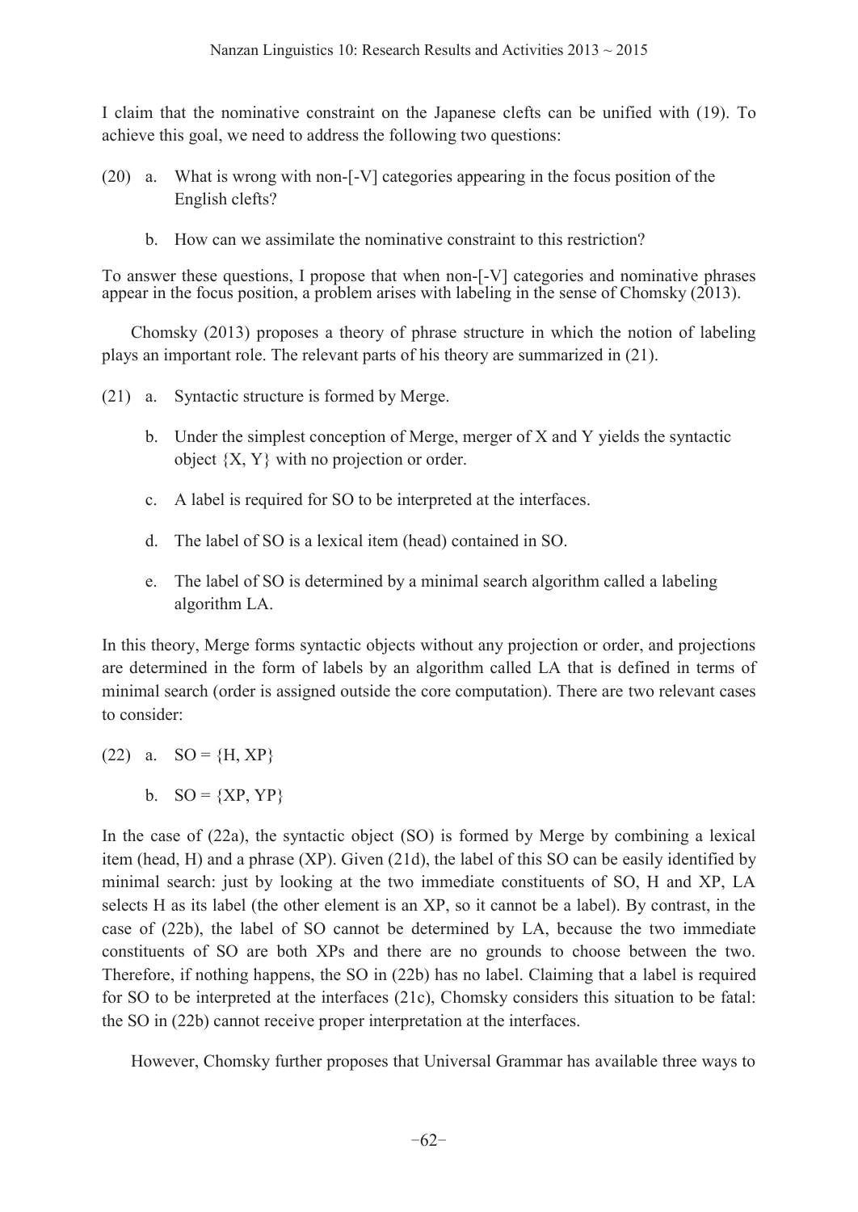I claim that the nominative constraint on the Japanese clefts can be unified with (19). To achieve this goal, we need to address the following two questions:

(20) a. What is wrong with non-[-V] categories appearing in the focus position of the English clefts?

b. How can we assimilate the nominative constraint to this restriction?

To answer these questions, I propose that when non-[-V] categories and nominative phrases appear in the focus position, a problem arises with labeling in the sense of Chomsky (2013).

Chomsky (2013) proposes a theory of phrase structure in which the notion of labeling plays an important role. The relevant parts of his theory are summarized in (21).

(21) a. Syntactic structure is formed by Merge.

b. Under the simplest conception of Merge, merger of X and Y yields the syntactic object {X, Y} with no projection or order.

c. A label is required for SO to be interpreted at the interfaces.

d. The label of SO is a lexical item (head) contained in SO.

e. The label of SO is determined by a minimal search algorithm called a labeling algorithm LA.

In this theory, Merge forms syntactic objects without any projection or order, and projections are determined in the form of labels by an algorithm called LA that is defined in terms of minimal search (order is assigned outside the core computation). There are two relevant cases to consider:

(22) a. SO = {H, XP}

b. SO = {XP, YP}

In the case of (22a), the syntactic object (SO) is formed by Merge by combining a lexical item (head, H) and a phrase (XP). Given (21d), the label of this SO can be easily identified by minimal search: just by looking at the two immediate constituents of SO, H and XP, LA selects H as its label (the other element is an XP, so it cannot be a label). By contrast, in the case of (22b), the label of SO cannot be determined by LA, because the two immediate constituents of SO are both XPs and there are no grounds to choose between the two. Therefore, if nothing happens, the SO in (22b) has no label. Claiming that a label is required for SO to be interpreted at the interfaces (21c), Chomsky considers this situation to be fatal: the SO in (22b) cannot receive proper interpretation at the interfaces.

However, Chomsky further proposes that Universal Grammar has available three ways to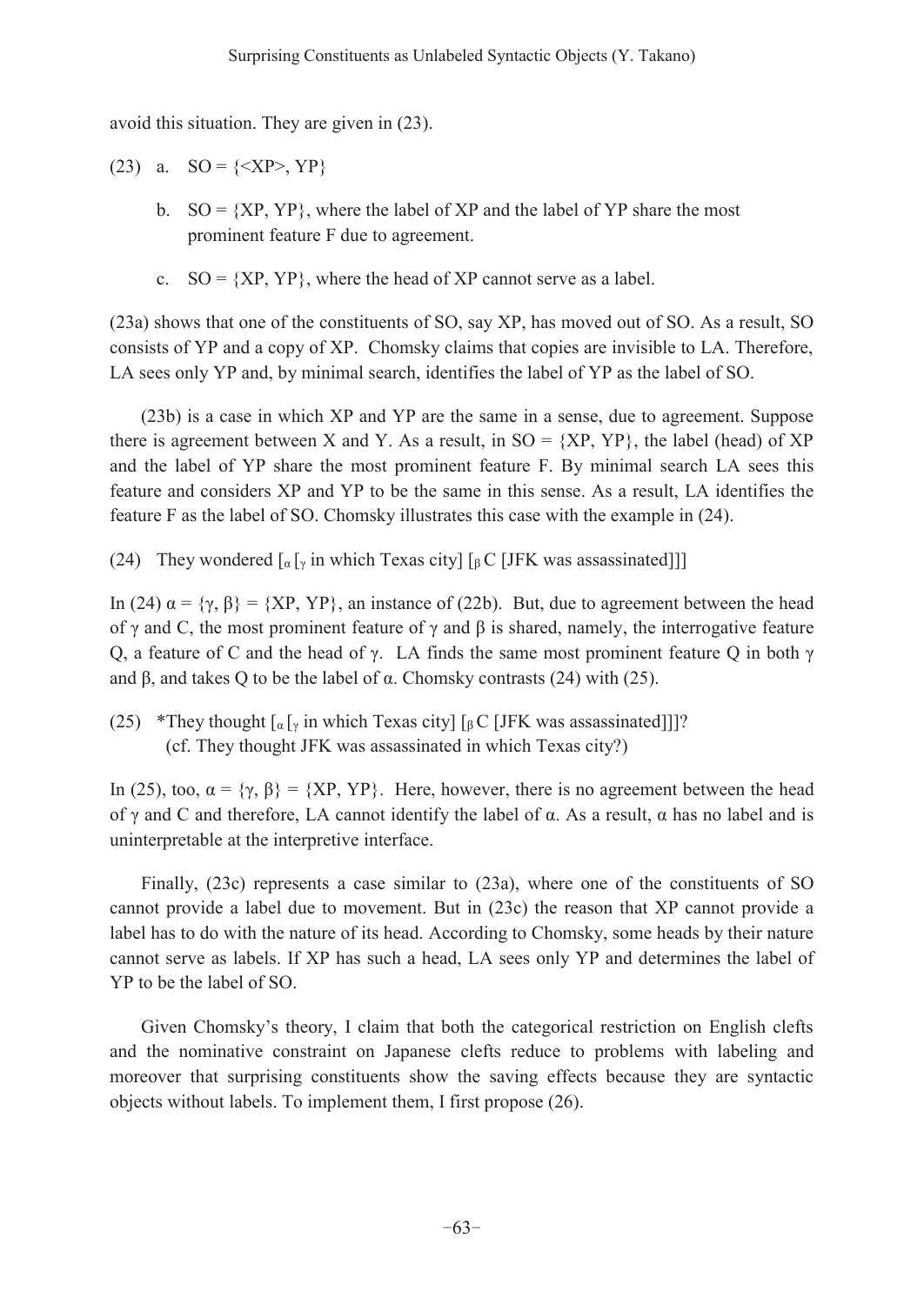avoid this situation. They are given in (23).

(23) a. SO = {<XP>, YP}

b. SO = {XP, YP}, where the label of XP and the label of YP share the most prominent feature F due to agreement.

c. SO = {XP, YP}, where the head of XP cannot serve as a label.

(23a) shows that one of the constituents of SO, say XP, has moved out of SO. As a result, SO consists of YP and a copy of XP. Chomsky claims that copies are invisible to LA. Therefore, LA sees only YP and, by minimal search, identifies the label of YP as the label of SO.

(23b) is a case in which XP and YP are the same in a sense, due to agreement. Suppose there is agreement between X and Y. As a result, in SO = {XP, YP}, the label (head) of XP and the label of YP share the most prominent feature F. By minimal search LA sees this feature and considers XP and YP to be the same in this sense. As a result, LA identifies the feature F as the label of SO. Chomsky illustrates this case with the example in (24).

(24) They wondered [$_{\alpha}$ [$_{\gamma}$ in which Texas city] [$_{\beta}$ C [JFK was assassinated]]]

In (24) $\alpha = \{\gamma, \beta\}$ = {XP, YP}, an instance of (22b). But, due to agreement between the head of $\gamma$ and C, the most prominent feature of $\gamma$ and $\beta$ is shared, namely, the interrogative feature Q, a feature of C and the head of $\gamma$. LA finds the same most prominent feature Q in both $\gamma$ and $\beta$, and takes Q to be the label of $\alpha$. Chomsky contrasts (24) with (25).

(25) *They thought [$_{\alpha}$ [$_{\gamma}$ in which Texas city] [$_{\beta}$ C [JFK was assassinated]]]?
(cf. They thought JFK was assassinated in which Texas city?)

In (25), too, $\alpha = \{\gamma, \beta\}$ = {XP, YP}. Here, however, there is no agreement between the head of $\gamma$ and C and therefore, LA cannot identify the label of $\alpha$. As a result, $\alpha$ has no label and is uninterpretable at the interpretive interface.

Finally, (23c) represents a case similar to (23a), where one of the constituents of SO cannot provide a label due to movement. But in (23c) the reason that XP cannot provide a label has to do with the nature of its head. According to Chomsky, some heads by their nature cannot serve as labels. If XP has such a head, LA sees only YP and determines the label of YP to be the label of SO.

Given Chomsky's theory, I claim that both the categorical restriction on English clefts and the nominative constraint on Japanese clefts reduce to problems with labeling and moreover that surprising constituents show the saving effects because they are syntactic objects without labels. To implement them, I first propose (26).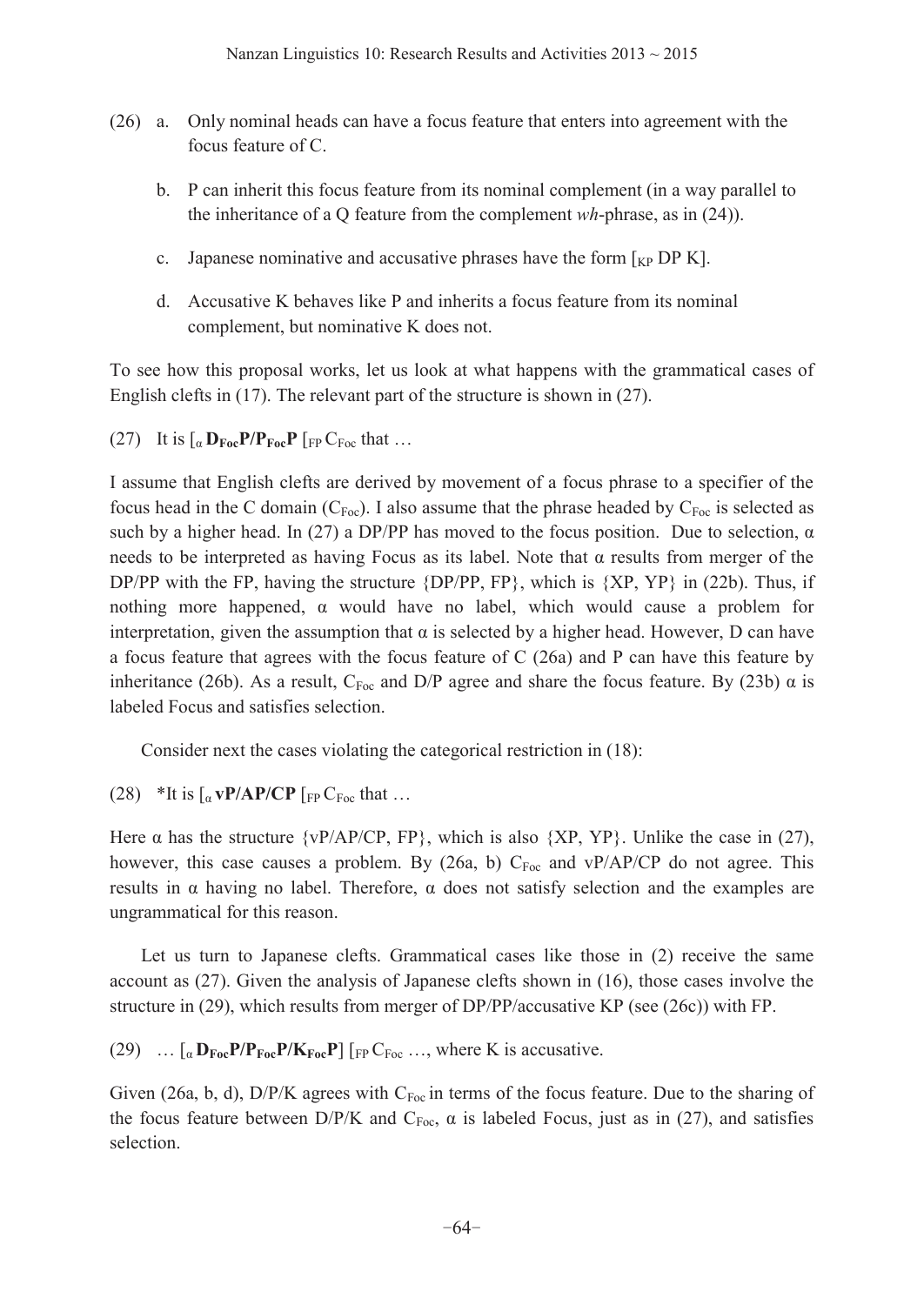(26) a. Only nominal heads can have a focus feature that enters into agreement with the focus feature of C.

b. P can inherit this focus feature from its nominal complement (in a way parallel to the inheritance of a Q feature from the complement *wh*-phrase, as in (24)).

c. Japanese nominative and accusative phrases have the form $[_{KP}$ DP K].

d. Accusative K behaves like P and inherits a focus feature from its nominal complement, but nominative K does not.

To see how this proposal works, let us look at what happens with the grammatical cases of English clefts in (17). The relevant part of the structure is shown in (27).

(27) It is $[_\alpha$ **$D_{Foc}$P/$P_{Foc}$P** $[_{FP}$ $C_{Foc}$ that …

I assume that English clefts are derived by movement of a focus phrase to a specifier of the focus head in the C domain ($C_{Foc}$). I also assume that the phrase headed by $C_{Foc}$ is selected as such by a higher head. In (27) a DP/PP has moved to the focus position. Due to selection, α needs to be interpreted as having Focus as its label. Note that α results from merger of the DP/PP with the FP, having the structure {DP/PP, FP}, which is {XP, YP} in (22b). Thus, if nothing more happened, α would have no label, which would cause a problem for interpretation, given the assumption that α is selected by a higher head. However, D can have a focus feature that agrees with the focus feature of C (26a) and P can have this feature by inheritance (26b). As a result, $C_{Foc}$ and D/P agree and share the focus feature. By (23b) α is labeled Focus and satisfies selection.

Consider next the cases violating the categorical restriction in (18):

(28) *It is $[_\alpha$ **vP/AP/CP** $[_{FP}$ $C_{Foc}$ that …

Here α has the structure {vP/AP/CP, FP}, which is also {XP, YP}. Unlike the case in (27), however, this case causes a problem. By (26a, b) $C_{Foc}$ and vP/AP/CP do not agree. This results in α having no label. Therefore, α does not satisfy selection and the examples are ungrammatical for this reason.

Let us turn to Japanese clefts. Grammatical cases like those in (2) receive the same account as (27). Given the analysis of Japanese clefts shown in (16), those cases involve the structure in (29), which results from merger of DP/PP/accusative KP (see (26c)) with FP.

(29) … $[_\alpha$ **$D_{Foc}$P/$P_{Foc}$P/$K_{Foc}$P**] $[_{FP}$ $C_{Foc}$ …, where K is accusative.

Given (26a, b, d), D/P/K agrees with $C_{Foc}$ in terms of the focus feature. Due to the sharing of the focus feature between D/P/K and $C_{Foc}$, α is labeled Focus, just as in (27), and satisfies selection.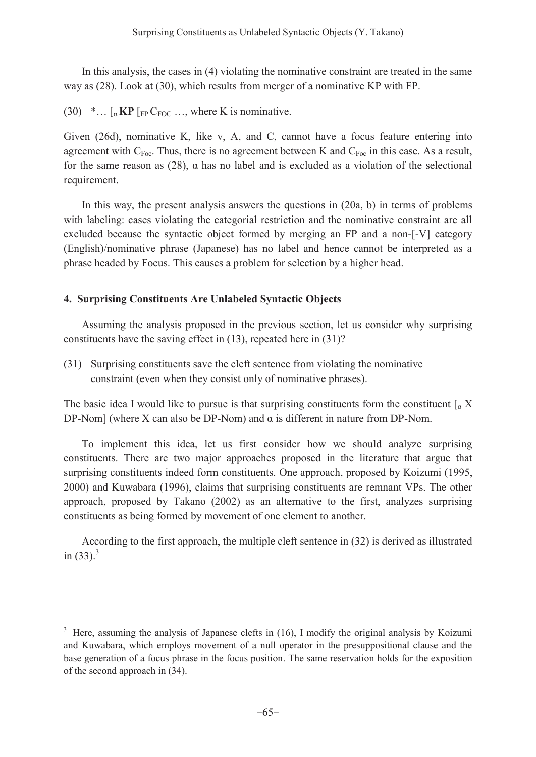In this analysis, the cases in (4) violating the nominative constraint are treated in the same way as (28). Look at (30), which results from merger of a nominative KP with FP.

(30) *… [$_{\alpha}$ **KP** [$_{FP}$ $C_{FOC}$ …, where K is nominative.

Given (26d), nominative K, like v, A, and C, cannot have a focus feature entering into agreement with $C_{Foc}$. Thus, there is no agreement between K and $C_{Foc}$ in this case. As a result, for the same reason as (28), α has no label and is excluded as a violation of the selectional requirement.

In this way, the present analysis answers the questions in (20a, b) in terms of problems with labeling: cases violating the categorial restriction and the nominative constraint are all excluded because the syntactic object formed by merging an FP and a non-[-V] category (English)/nominative phrase (Japanese) has no label and hence cannot be interpreted as a phrase headed by Focus. This causes a problem for selection by a higher head.

## 4. Surprising Constituents Are Unlabeled Syntactic Objects

Assuming the analysis proposed in the previous section, let us consider why surprising constituents have the saving effect in (13), repeated here in (31)?

(31) Surprising constituents save the cleft sentence from violating the nominative constraint (even when they consist only of nominative phrases).

The basic idea I would like to pursue is that surprising constituents form the constituent [$_{\alpha}$ X DP-Nom] (where X can also be DP-Nom) and α is different in nature from DP-Nom.

To implement this idea, let us first consider how we should analyze surprising constituents. There are two major approaches proposed in the literature that argue that surprising constituents indeed form constituents. One approach, proposed by Koizumi (1995, 2000) and Kuwabara (1996), claims that surprising constituents are remnant VPs. The other approach, proposed by Takano (2002) as an alternative to the first, analyzes surprising constituents as being formed by movement of one element to another.

According to the first approach, the multiple cleft sentence in (32) is derived as illustrated in (33).[3]

[3] Here, assuming the analysis of Japanese clefts in (16), I modify the original analysis by Koizumi and Kuwabara, which employs movement of a null operator in the presuppositional clause and the base generation of a focus phrase in the focus position. The same reservation holds for the exposition of the second approach in (34).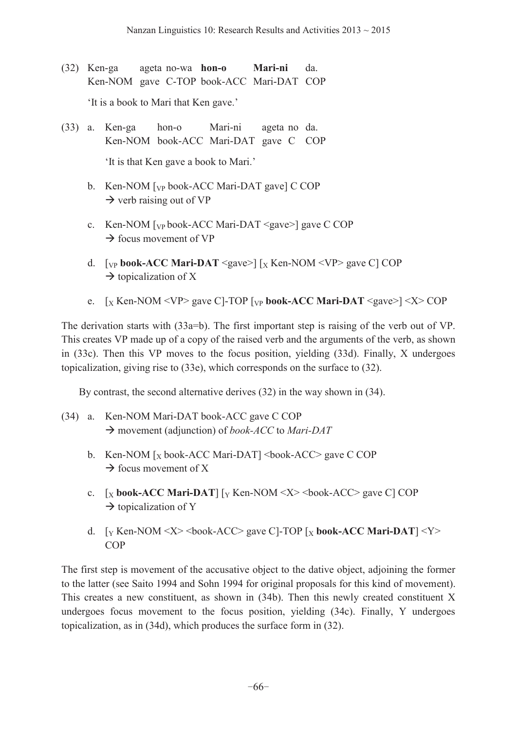(32) Ken-ga ageta no-wa **hon-o** **Mari-ni** da.
Ken-NOM gave C-TOP book-ACC Mari-DAT COP

'It is a book to Mari that Ken gave.'

(33) a. Ken-ga hon-o Mari-ni ageta no da.
Ken-NOM book-ACC Mari-DAT gave C COP

'It is that Ken gave a book to Mari.'

b. Ken-NOM [$_{VP}$ book-ACC Mari-DAT gave] C COP
→ verb raising out of VP

c. Ken-NOM [$_{VP}$ book-ACC Mari-DAT <gave>] gave C COP
→ focus movement of VP

d. [$_{VP}$ **book-ACC Mari-DAT** <gave>] [$_{X}$ Ken-NOM <VP> gave C] COP
→ topicalization of X

e. [$_{X}$ Ken-NOM <VP> gave C]-TOP [$_{VP}$ **book-ACC Mari-DAT** <gave>] <X> COP

The derivation starts with (33a=b). The first important step is raising of the verb out of VP. This creates VP made up of a copy of the raised verb and the arguments of the verb, as shown in (33c). Then this VP moves to the focus position, yielding (33d). Finally, X undergoes topicalization, giving rise to (33e), which corresponds on the surface to (32).

By contrast, the second alternative derives (32) in the way shown in (34).

(34) a. Ken-NOM Mari-DAT book-ACC gave C COP
→ movement (adjunction) of *book-ACC* to *Mari-DAT*

b. Ken-NOM [$_{X}$ book-ACC Mari-DAT] <book-ACC> gave C COP
→ focus movement of X

c. [$_{X}$ **book-ACC Mari-DAT**] [$_{Y}$ Ken-NOM <X> <book-ACC> gave C] COP
→ topicalization of Y

d. [$_{Y}$ Ken-NOM <X> <book-ACC> gave C]-TOP [$_{X}$ **book-ACC Mari-DAT**] <Y> COP

The first step is movement of the accusative object to the dative object, adjoining the former to the latter (see Saito 1994 and Sohn 1994 for original proposals for this kind of movement). This creates a new constituent, as shown in (34b). Then this newly created constituent X undergoes focus movement to the focus position, yielding (34c). Finally, Y undergoes topicalization, as in (34d), which produces the surface form in (32).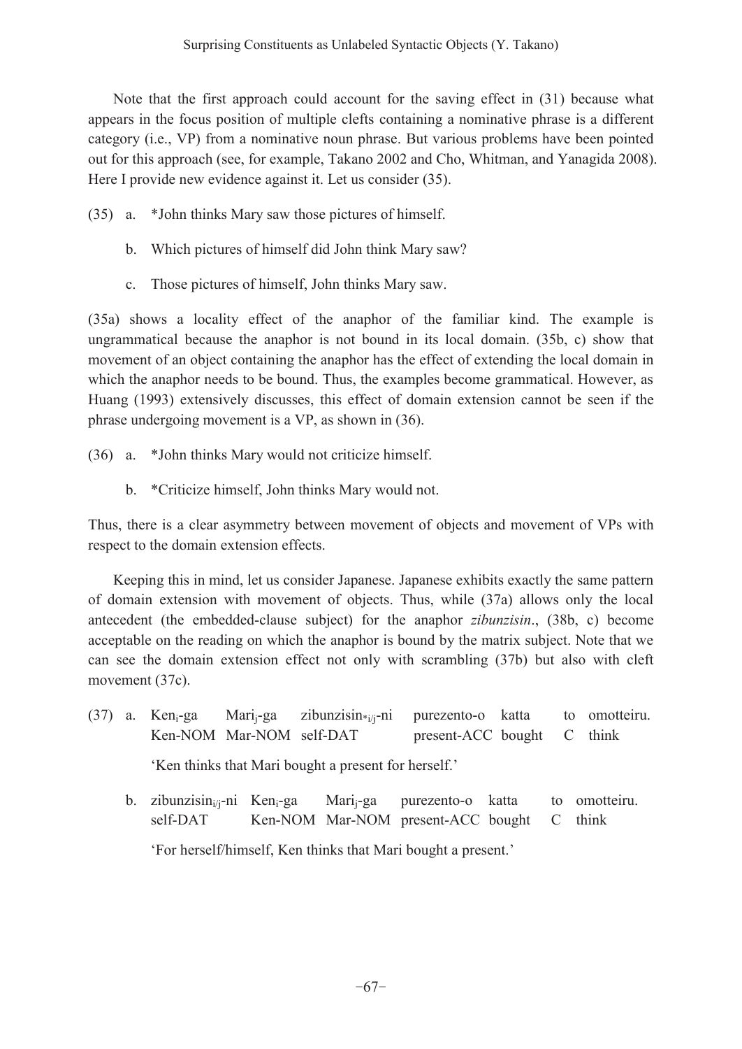Note that the first approach could account for the saving effect in (31) because what appears in the focus position of multiple clefts containing a nominative phrase is a different category (i.e., VP) from a nominative noun phrase. But various problems have been pointed out for this approach (see, for example, Takano 2002 and Cho, Whitman, and Yanagida 2008). Here I provide new evidence against it. Let us consider (35).

(35) a. *John thinks Mary saw those pictures of himself.

b. Which pictures of himself did John think Mary saw?

c. Those pictures of himself, John thinks Mary saw.

(35a) shows a locality effect of the anaphor of the familiar kind. The example is ungrammatical because the anaphor is not bound in its local domain. (35b, c) show that movement of an object containing the anaphor has the effect of extending the local domain in which the anaphor needs to be bound. Thus, the examples become grammatical. However, as Huang (1993) extensively discusses, this effect of domain extension cannot be seen if the phrase undergoing movement is a VP, as shown in (36).

(36) a. *John thinks Mary would not criticize himself.

b. *Criticize himself, John thinks Mary would not.

Thus, there is a clear asymmetry between movement of objects and movement of VPs with respect to the domain extension effects.

Keeping this in mind, let us consider Japanese. Japanese exhibits exactly the same pattern of domain extension with movement of objects. Thus, while (37a) allows only the local antecedent (the embedded-clause subject) for the anaphor *zibunzisin*., (38b, c) become acceptable on the reading on which the anaphor is bound by the matrix subject. Note that we can see the domain extension effect not only with scrambling (37b) but also with cleft movement (37c).

(37) a. Ken$_i$-ga Mari$_j$-ga zibunzisin$_{*i/j}$-ni purezento-o katta to omotteiru.
Ken-NOM Mar-NOM self-DAT present-ACC bought C think

'Ken thinks that Mari bought a present for herself.'

b. zibunzisin$_{i/j}$-ni Ken$_i$-ga Mari$_j$-ga purezento-o katta to omotteiru.
self-DAT Ken-NOM Mar-NOM present-ACC bought C think

'For herself/himself, Ken thinks that Mari bought a present.'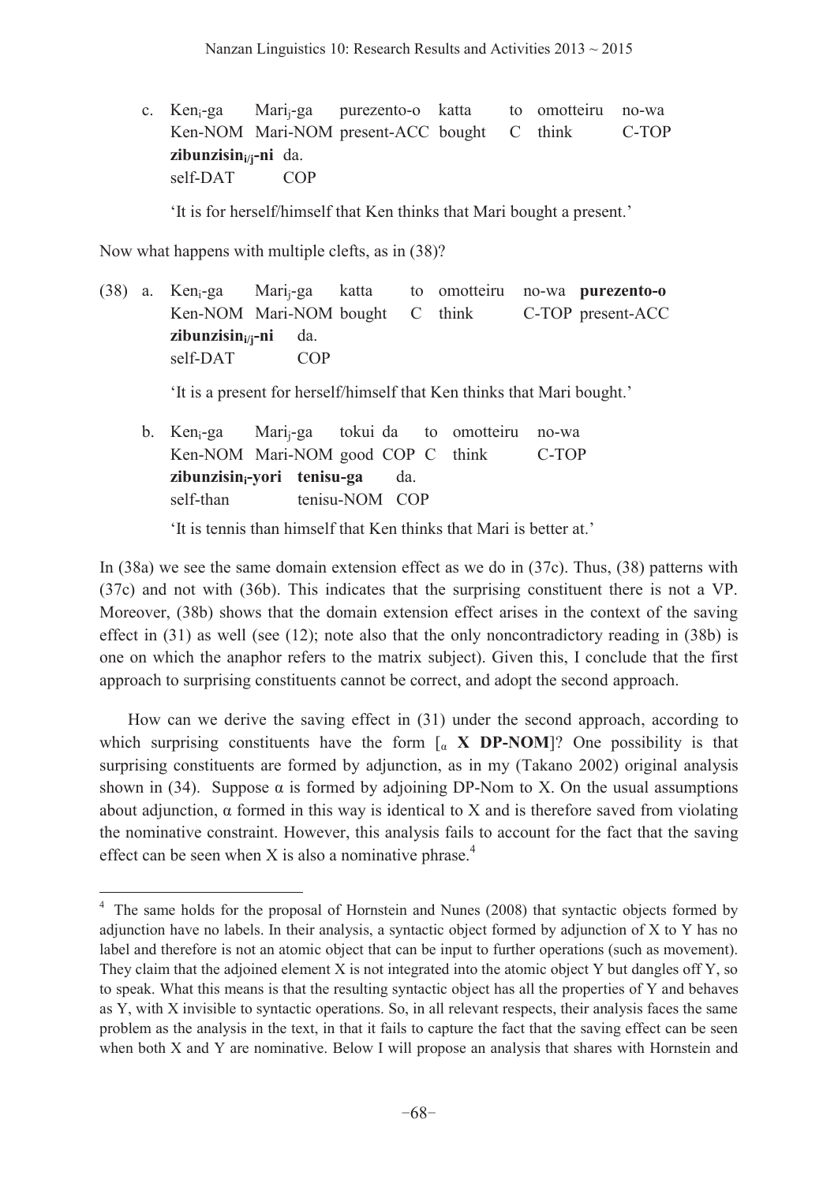c. Ken$_i$-ga Mari$_j$-ga purezento-o katta to omotteiru no-wa
   Ken-NOM Mari-NOM present-ACC bought C think C-TOP
   **zibunzisin$_{i/j}$-ni** da.
   self-DAT COP

   'It is for herself/himself that Ken thinks that Mari bought a present.'

Now what happens with multiple clefts, as in (38)?

(38) a. Ken$_i$-ga Mari$_j$-ga katta to omotteiru no-wa **purezento-o**
   Ken-NOM Mari-NOM bought C think C-TOP present-ACC
   **zibunzisin$_{i/j}$-ni** da.
   self-DAT COP

   'It is a present for herself/himself that Ken thinks that Mari bought.'

   b. Ken$_i$-ga Mari$_j$-ga tokui da to omotteiru no-wa
   Ken-NOM Mari-NOM good COP C think C-TOP
   **zibunzisin$_i$-yori tenisu-ga** da.
   self-than tenisu-NOM COP

   'It is tennis than himself that Ken thinks that Mari is better at.'

In (38a) we see the same domain extension effect as we do in (37c). Thus, (38) patterns with (37c) and not with (36b). This indicates that the surprising constituent there is not a VP. Moreover, (38b) shows that the domain extension effect arises in the context of the saving effect in (31) as well (see (12); note also that the only noncontradictory reading in (38b) is one on which the anaphor refers to the matrix subject). Given this, I conclude that the first approach to surprising constituents cannot be correct, and adopt the second approach.

How can we derive the saving effect in (31) under the second approach, according to which surprising constituents have the form [$_\alpha$ **X DP-NOM**]? One possibility is that surprising constituents are formed by adjunction, as in my (Takano 2002) original analysis shown in (34). Suppose $\alpha$ is formed by adjoining DP-Nom to X. On the usual assumptions about adjunction, $\alpha$ formed in this way is identical to X and is therefore saved from violating the nominative constraint. However, this analysis fails to account for the fact that the saving effect can be seen when X is also a nominative phrase.[4]

---

[4] The same holds for the proposal of Hornstein and Nunes (2008) that syntactic objects formed by adjunction have no labels. In their analysis, a syntactic object formed by adjunction of X to Y has no label and therefore is not an atomic object that can be input to further operations (such as movement). They claim that the adjoined element X is not integrated into the atomic object Y but dangles off Y, so to speak. What this means is that the resulting syntactic object has all the properties of Y and behaves as Y, with X invisible to syntactic operations. So, in all relevant respects, their analysis faces the same problem as the analysis in the text, in that it fails to capture the fact that the saving effect can be seen when both X and Y are nominative. Below I will propose an analysis that shares with Hornstein and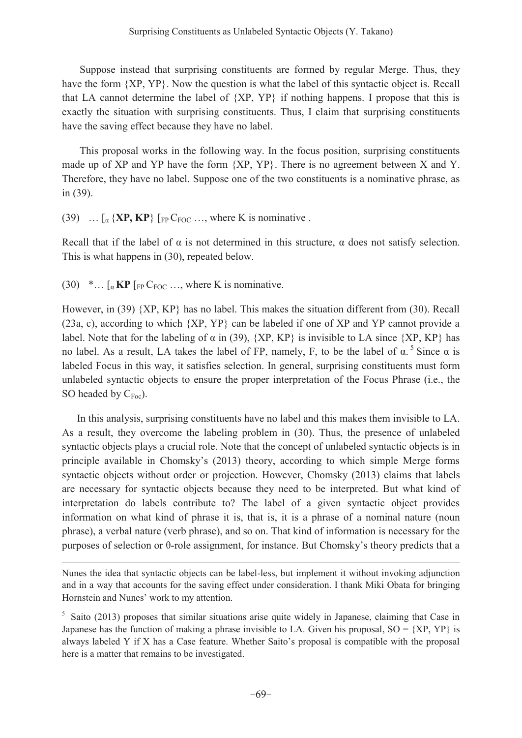Suppose instead that surprising constituents are formed by regular Merge. Thus, they have the form {XP, YP}. Now the question is what the label of this syntactic object is. Recall that LA cannot determine the label of {XP, YP} if nothing happens. I propose that this is exactly the situation with surprising constituents. Thus, I claim that surprising constituents have the saving effect because they have no label.

This proposal works in the following way. In the focus position, surprising constituents made up of XP and YP have the form {XP, YP}. There is no agreement between X and Y. Therefore, they have no label. Suppose one of the two constituents is a nominative phrase, as in (39).

(39) … [$_{\alpha}$ {**XP, KP**} [$_{FP}$ $C_{FOC}$ …, where K is nominative .

Recall that if the label of α is not determined in this structure, α does not satisfy selection. This is what happens in (30), repeated below.

(30) *… [$_{\alpha}$ **KP** [$_{FP}$ $C_{FOC}$ …, where K is nominative.

However, in (39) {XP, KP} has no label. This makes the situation different from (30). Recall (23a, c), according to which {XP, YP} can be labeled if one of XP and YP cannot provide a label. Note that for the labeling of α in (39), {XP, KP} is invisible to LA since {XP, KP} has no label. As a result, LA takes the label of FP, namely, F, to be the label of α.[5] Since α is labeled Focus in this way, it satisfies selection. In general, surprising constituents must form unlabeled syntactic objects to ensure the proper interpretation of the Focus Phrase (i.e., the SO headed by $C_{Foc}$).

In this analysis, surprising constituents have no label and this makes them invisible to LA. As a result, they overcome the labeling problem in (30). Thus, the presence of unlabeled syntactic objects plays a crucial role. Note that the concept of unlabeled syntactic objects is in principle available in Chomsky's (2013) theory, according to which simple Merge forms syntactic objects without order or projection. However, Chomsky (2013) claims that labels are necessary for syntactic objects because they need to be interpreted. But what kind of interpretation do labels contribute to? The label of a given syntactic object provides information on what kind of phrase it is, that is, it is a phrase of a nominal nature (noun phrase), a verbal nature (verb phrase), and so on. That kind of information is necessary for the purposes of selection or θ-role assignment, for instance. But Chomsky's theory predicts that a

---

Nunes the idea that syntactic objects can be label-less, but implement it without invoking adjunction and in a way that accounts for the saving effect under consideration. I thank Miki Obata for bringing Hornstein and Nunes' work to my attention.

[5] Saito (2013) proposes that similar situations arise quite widely in Japanese, claiming that Case in Japanese has the function of making a phrase invisible to LA. Given his proposal, SO = {XP, YP} is always labeled Y if X has a Case feature. Whether Saito's proposal is compatible with the proposal here is a matter that remains to be investigated.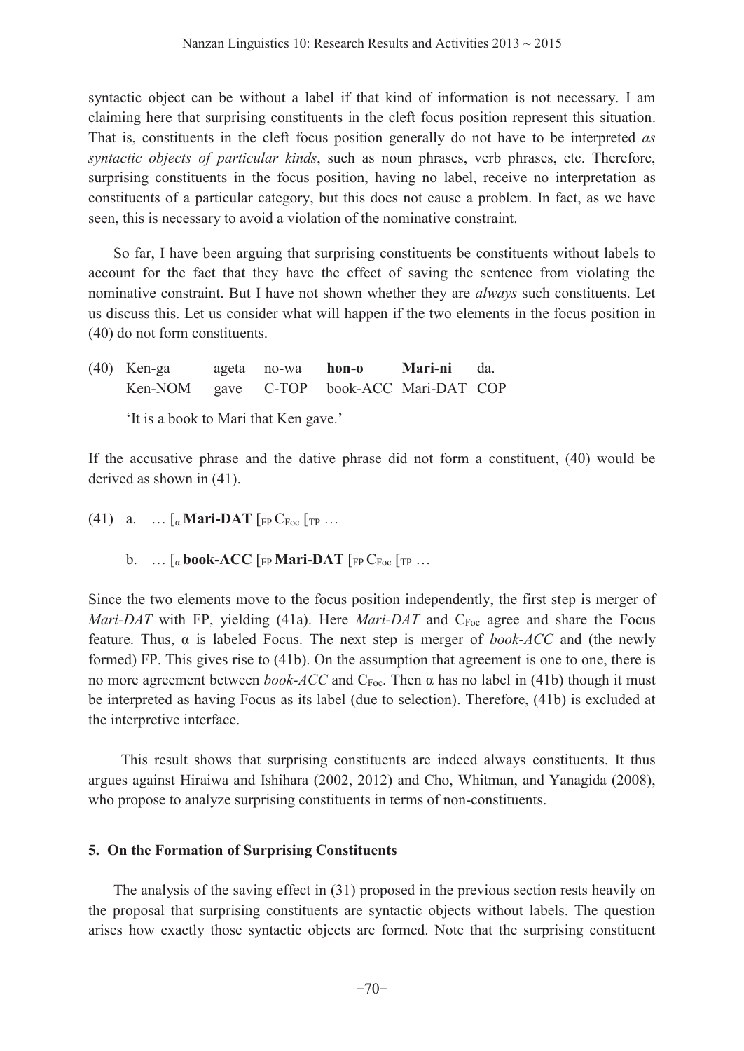syntactic object can be without a label if that kind of information is not necessary. I am claiming here that surprising constituents in the cleft focus position represent this situation. That is, constituents in the cleft focus position generally do not have to be interpreted *as syntactic objects of particular kinds*, such as noun phrases, verb phrases, etc. Therefore, surprising constituents in the focus position, having no label, receive no interpretation as constituents of a particular category, but this does not cause a problem. In fact, as we have seen, this is necessary to avoid a violation of the nominative constraint.

So far, I have been arguing that surprising constituents be constituents without labels to account for the fact that they have the effect of saving the sentence from violating the nominative constraint. But I have not shown whether they are *always* such constituents. Let us discuss this. Let us consider what will happen if the two elements in the focus position in (40) do not form constituents.

(40) Ken-ga ageta no-wa **hon-o** **Mari-ni** da.
Ken-NOM gave C-TOP book-ACC Mari-DAT COP

'It is a book to Mari that Ken gave.'

If the accusative phrase and the dative phrase did not form a constituent, (40) would be derived as shown in (41).

(41) a. … [$_{\alpha}$ **Mari-DAT** [$_{FP}$ $C_{Foc}$ [$_{TP}$ …

b. … [$_{\alpha}$ **book-ACC** [$_{FP}$ **Mari-DAT** [$_{FP}$ $C_{Foc}$ [$_{TP}$ …

Since the two elements move to the focus position independently, the first step is merger of *Mari-DAT* with FP, yielding (41a). Here *Mari-DAT* and $C_{Foc}$ agree and share the Focus feature. Thus, α is labeled Focus. The next step is merger of *book-ACC* and (the newly formed) FP. This gives rise to (41b). On the assumption that agreement is one to one, there is no more agreement between *book-ACC* and $C_{Foc}$. Then α has no label in (41b) though it must be interpreted as having Focus as its label (due to selection). Therefore, (41b) is excluded at the interpretive interface.

This result shows that surprising constituents are indeed always constituents. It thus argues against Hiraiwa and Ishihara (2002, 2012) and Cho, Whitman, and Yanagida (2008), who propose to analyze surprising constituents in terms of non-constituents.

## 5. On the Formation of Surprising Constituents

The analysis of the saving effect in (31) proposed in the previous section rests heavily on the proposal that surprising constituents are syntactic objects without labels. The question arises how exactly those syntactic objects are formed. Note that the surprising constituent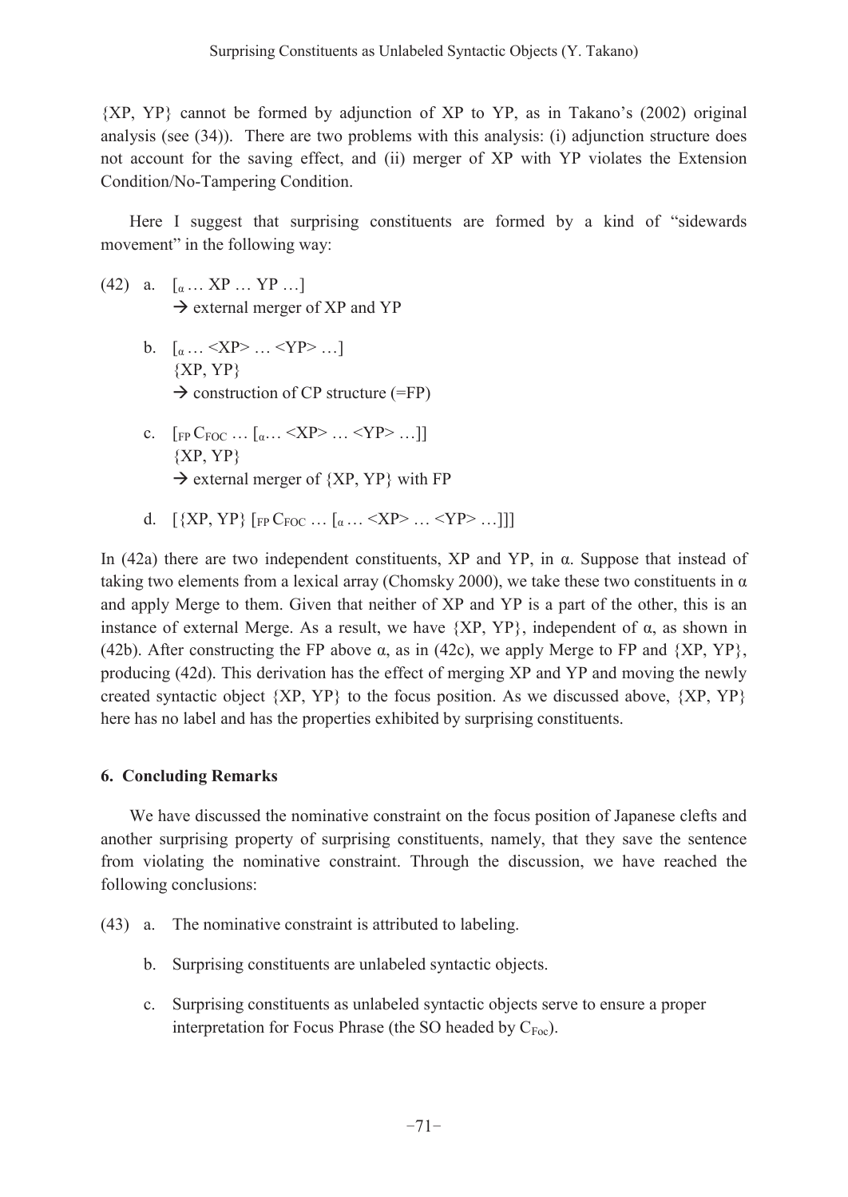{XP, YP} cannot be formed by adjunction of XP to YP, as in Takano's (2002) original analysis (see (34)). There are two problems with this analysis: (i) adjunction structure does not account for the saving effect, and (ii) merger of XP with YP violates the Extension Condition/No-Tampering Condition.

Here I suggest that surprising constituents are formed by a kind of "sidewards movement" in the following way:

(42) a. [$_{\alpha}$ … XP … YP …]
  → external merger of XP and YP

b. [$_{\alpha}$ … <XP> … <YP> …]
  {XP, YP}
  → construction of CP structure (=FP)

c. [$_{FP}$ $C_{FOC}$ … [$_{\alpha}$… <XP> … <YP> …]]
  {XP, YP}
  → external merger of {XP, YP} with FP

d. [{XP, YP} [$_{FP}$ $C_{FOC}$ … [$_{\alpha}$ … <XP> … <YP> …]]]

In (42a) there are two independent constituents, XP and YP, in α. Suppose that instead of taking two elements from a lexical array (Chomsky 2000), we take these two constituents in α and apply Merge to them. Given that neither of XP and YP is a part of the other, this is an instance of external Merge. As a result, we have {XP, YP}, independent of α, as shown in (42b). After constructing the FP above α, as in (42c), we apply Merge to FP and {XP, YP}, producing (42d). This derivation has the effect of merging XP and YP and moving the newly created syntactic object {XP, YP} to the focus position. As we discussed above, {XP, YP} here has no label and has the properties exhibited by surprising constituents.

## 6. Concluding Remarks

We have discussed the nominative constraint on the focus position of Japanese clefts and another surprising property of surprising constituents, namely, that they save the sentence from violating the nominative constraint. Through the discussion, we have reached the following conclusions:

(43) a. The nominative constraint is attributed to labeling.

b. Surprising constituents are unlabeled syntactic objects.

c. Surprising constituents as unlabeled syntactic objects serve to ensure a proper interpretation for Focus Phrase (the SO headed by $C_{Foc}$).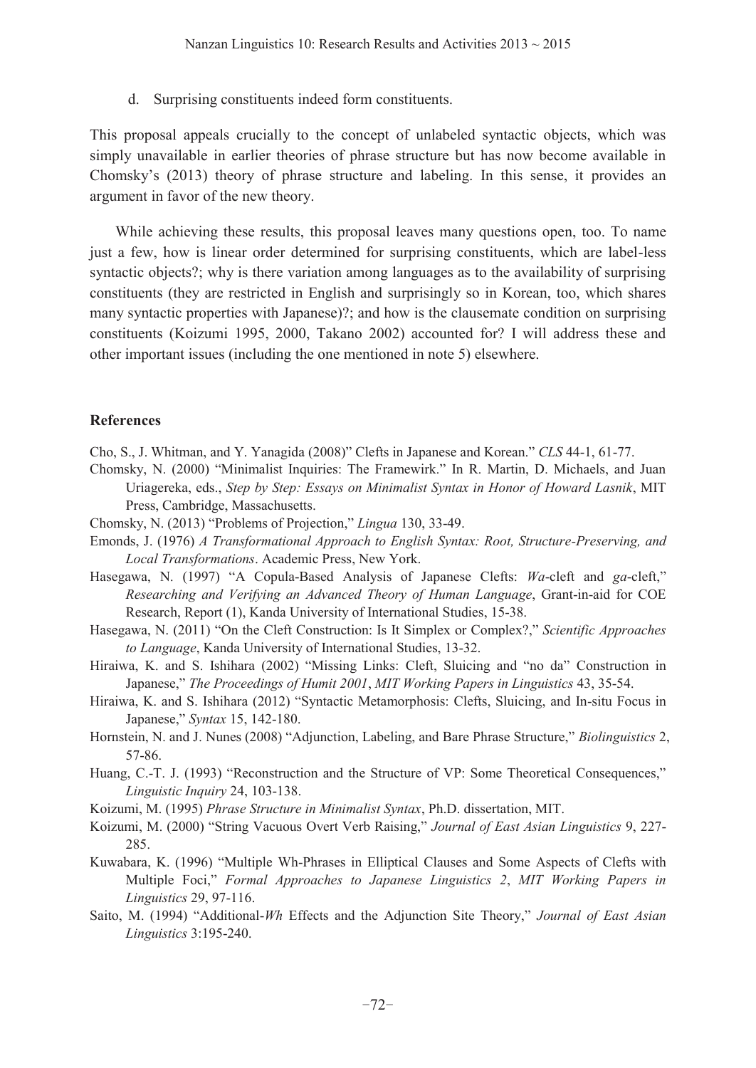d. Surprising constituents indeed form constituents.

This proposal appeals crucially to the concept of unlabeled syntactic objects, which was simply unavailable in earlier theories of phrase structure but has now become available in Chomsky's (2013) theory of phrase structure and labeling. In this sense, it provides an argument in favor of the new theory.

While achieving these results, this proposal leaves many questions open, too. To name just a few, how is linear order determined for surprising constituents, which are label-less syntactic objects?; why is there variation among languages as to the availability of surprising constituents (they are restricted in English and surprisingly so in Korean, too, which shares many syntactic properties with Japanese)?; and how is the clausemate condition on surprising constituents (Koizumi 1995, 2000, Takano 2002) accounted for? I will address these and other important issues (including the one mentioned in note 5) elsewhere.

## References

Cho, S., J. Whitman, and Y. Yanagida (2008)" Clefts in Japanese and Korean." *CLS* 44-1, 61-77.

Chomsky, N. (2000) "Minimalist Inquiries: The Framewirk." In R. Martin, D. Michaels, and Juan Uriagereka, eds., *Step by Step: Essays on Minimalist Syntax in Honor of Howard Lasnik*, MIT Press, Cambridge, Massachusetts.

Chomsky, N. (2013) "Problems of Projection," *Lingua* 130, 33-49.

Emonds, J. (1976) *A Transformational Approach to English Syntax: Root, Structure-Preserving, and Local Transformations*. Academic Press, New York.

Hasegawa, N. (1997) "A Copula-Based Analysis of Japanese Clefts: *Wa*-cleft and *ga*-cleft," *Researching and Verifying an Advanced Theory of Human Language*, Grant-in-aid for COE Research, Report (1), Kanda University of International Studies, 15-38.

Hasegawa, N. (2011) "On the Cleft Construction: Is It Simplex or Complex?," *Scientific Approaches to Language*, Kanda University of International Studies, 13-32.

Hiraiwa, K. and S. Ishihara (2002) "Missing Links: Cleft, Sluicing and "no da" Construction in Japanese," *The Proceedings of Humit 2001*, *MIT Working Papers in Linguistics* 43, 35-54.

Hiraiwa, K. and S. Ishihara (2012) "Syntactic Metamorphosis: Clefts, Sluicing, and In-situ Focus in Japanese," *Syntax* 15, 142-180.

Hornstein, N. and J. Nunes (2008) "Adjunction, Labeling, and Bare Phrase Structure," *Biolinguistics* 2, 57-86.

Huang, C.-T. J. (1993) "Reconstruction and the Structure of VP: Some Theoretical Consequences," *Linguistic Inquiry* 24, 103-138.

Koizumi, M. (1995) *Phrase Structure in Minimalist Syntax*, Ph.D. dissertation, MIT.

Koizumi, M. (2000) "String Vacuous Overt Verb Raising," *Journal of East Asian Linguistics* 9, 227-285.

Kuwabara, K. (1996) "Multiple Wh-Phrases in Elliptical Clauses and Some Aspects of Clefts with Multiple Foci," *Formal Approaches to Japanese Linguistics 2*, *MIT Working Papers in Linguistics* 29, 97-116.

Saito, M. (1994) "Additional-*Wh* Effects and the Adjunction Site Theory," *Journal of East Asian Linguistics* 3:195-240.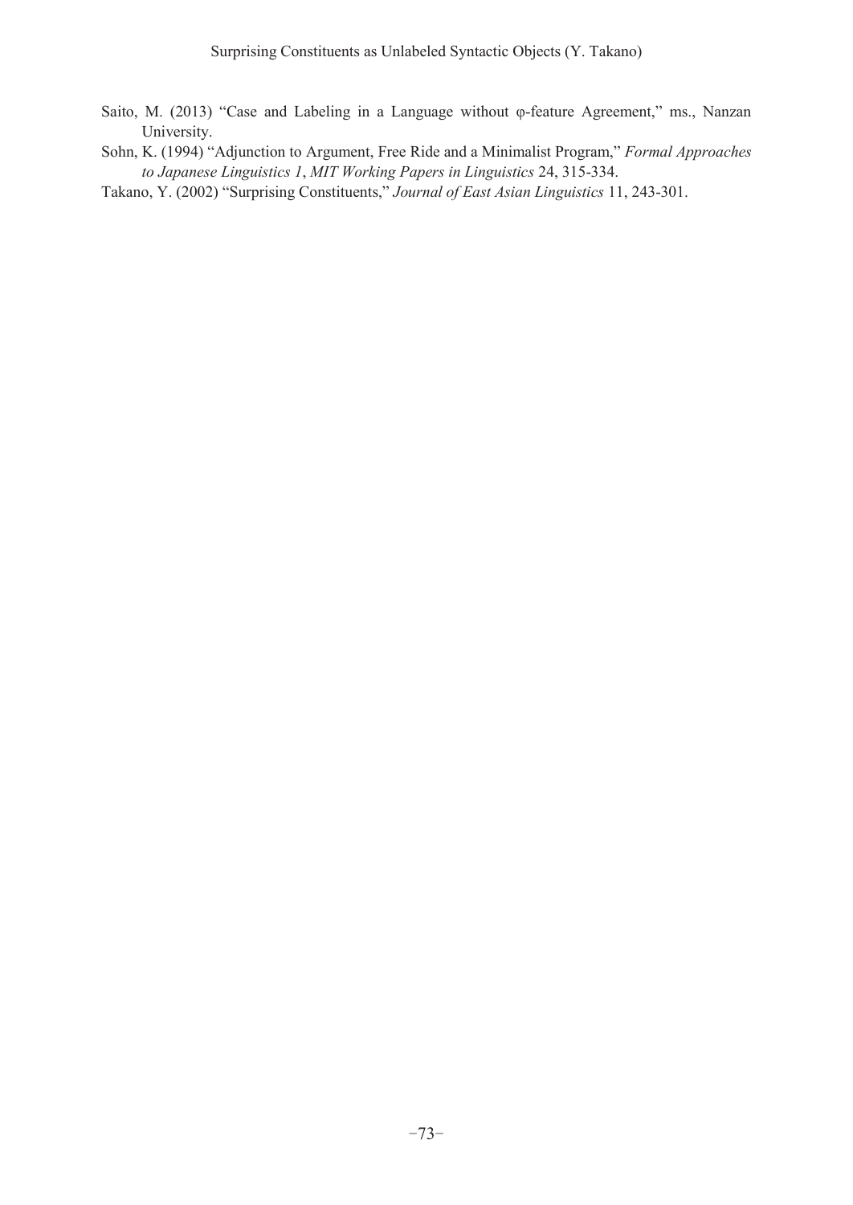Saito, M. (2013) "Case and Labeling in a Language without φ-feature Agreement," ms., Nanzan University.

Sohn, K. (1994) "Adjunction to Argument, Free Ride and a Minimalist Program," *Formal Approaches to Japanese Linguistics 1*, *MIT Working Papers in Linguistics* 24, 315-334.

Takano, Y. (2002) "Surprising Constituents," *Journal of East Asian Linguistics* 11, 243-301.